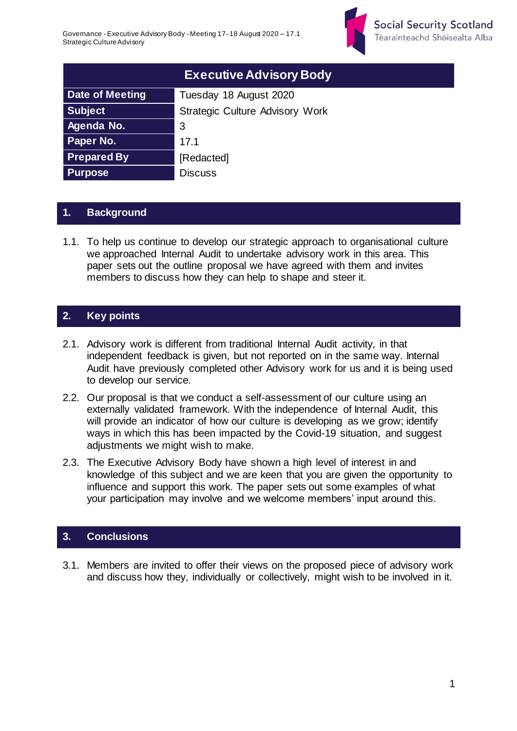# Executive Advisory Body

| Executive Advisory Body | |
|---|---|
| **Date of Meeting** | Tuesday 18 August 2020 |
| **Subject** | Strategic Culture Advisory Work |
| **Agenda No.** | 3 |
| **Paper No.** | 17.1 |
| **Prepared By** | [Redacted] |
| **Purpose** | Discuss |

## 1. Background

1.1. To help us continue to develop our strategic approach to organisational culture we approached Internal Audit to undertake advisory work in this area. This paper sets out the outline proposal we have agreed with them and invites members to discuss how they can help to shape and steer it.

## 2. Key points

2.1. Advisory work is different from traditional Internal Audit activity, in that independent feedback is given, but not reported on in the same way. Internal Audit have previously completed other Advisory work for us and it is being used to develop our service.

2.2. Our proposal is that we conduct a self-assessment of our culture using an externally validated framework. With the independence of Internal Audit, this will provide an indicator of how our culture is developing as we grow; identify ways in which this has been impacted by the Covid-19 situation, and suggest adjustments we might wish to make.

2.3. The Executive Advisory Body have shown a high level of interest in and knowledge of this subject and we are keen that you are given the opportunity to influence and support this work. The paper sets out some examples of what your participation may involve and we welcome members' input around this.

## 3. Conclusions

3.1. Members are invited to offer their views on the proposed piece of advisory work and discuss how they, individually or collectively, might wish to be involved in it.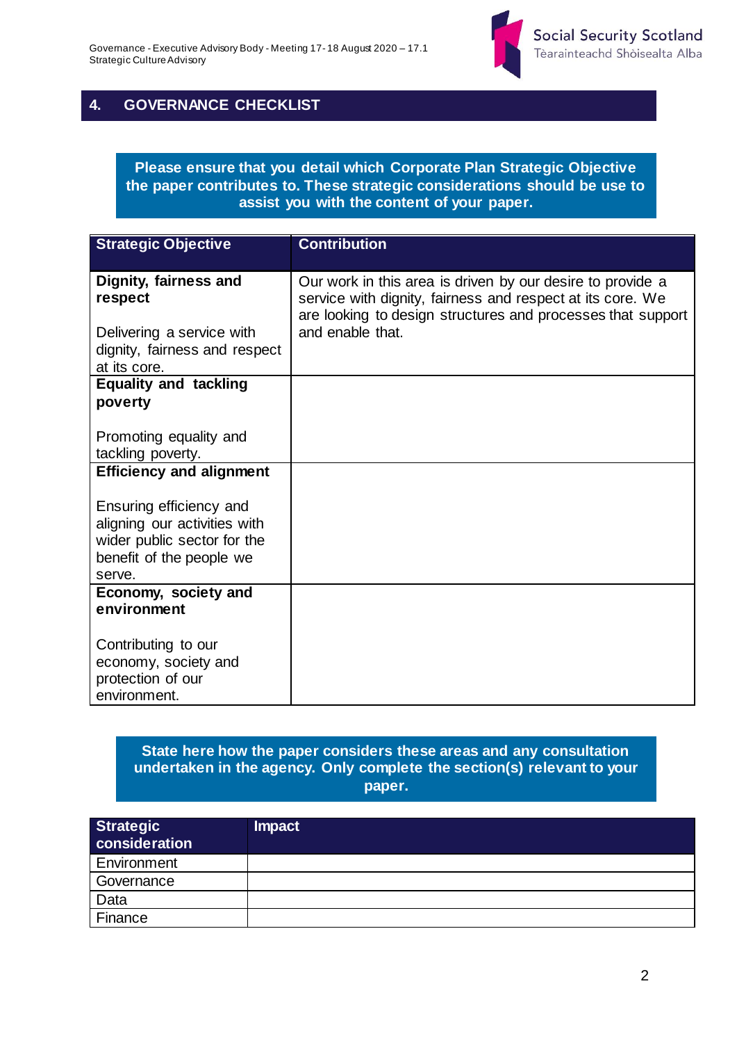## 4. GOVERNANCE CHECKLIST

**Please ensure that you detail which Corporate Plan Strategic Objective the paper contributes to. These strategic considerations should be use to assist you with the content of your paper.**

| Strategic Objective | Contribution |
|---|---|
| **Dignity, fairness and respect**<br><br>Delivering a service with dignity, fairness and respect at its core. | Our work in this area is driven by our desire to provide a service with dignity, fairness and respect at its core. We are looking to design structures and processes that support and enable that. |
| **Equality and tackling poverty**<br><br>Promoting equality and tackling poverty. | |
| **Efficiency and alignment**<br><br>Ensuring efficiency and aligning our activities with wider public sector for the benefit of the people we serve. | |
| **Economy, society and environment**<br><br>Contributing to our economy, society and protection of our environment. | |

**State here how the paper considers these areas and any consultation undertaken in the agency. Only complete the section(s) relevant to your paper.**

| Strategic consideration | Impact |
|---|---|
| Environment | |
| Governance | |
| Data | |
| Finance | |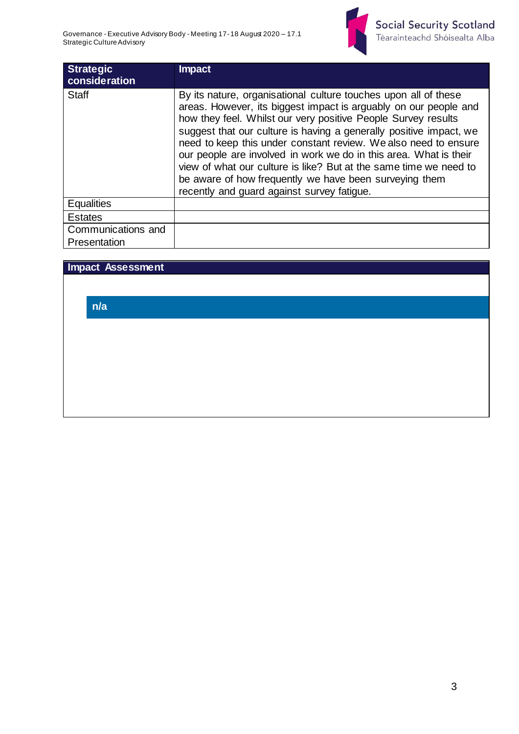| Strategic consideration | Impact |
| --- | --- |
| Staff | By its nature, organisational culture touches upon all of these areas. However, its biggest impact is arguably on our people and how they feel. Whilst our very positive People Survey results suggest that our culture is having a generally positive impact, we need to keep this under constant review. We also need to ensure our people are involved in work we do in this area. What is their view of what our culture is like? But at the same time we need to be aware of how frequently we have been surveying them recently and guard against survey fatigue. |
| Equalities | |
| Estates | |
| Communications and Presentation | |

## Impact Assessment

**n/a**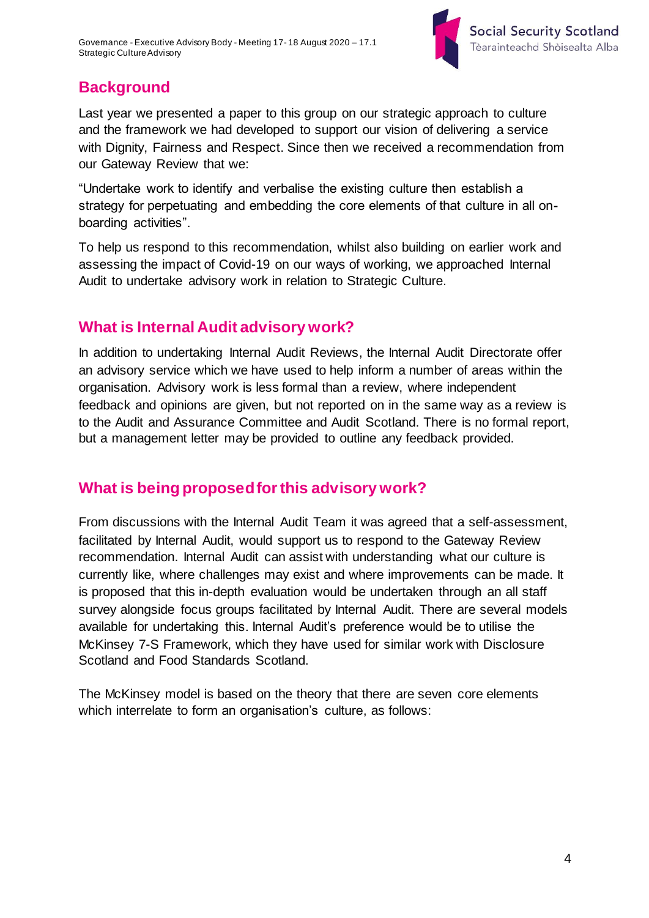## Background

Last year we presented a paper to this group on our strategic approach to culture and the framework we had developed to support our vision of delivering a service with Dignity, Fairness and Respect. Since then we received a recommendation from our Gateway Review that we:

"Undertake work to identify and verbalise the existing culture then establish a strategy for perpetuating and embedding the core elements of that culture in all on-boarding activities".

To help us respond to this recommendation, whilst also building on earlier work and assessing the impact of Covid-19 on our ways of working, we approached Internal Audit to undertake advisory work in relation to Strategic Culture.

## What is Internal Audit advisory work?

In addition to undertaking Internal Audit Reviews, the Internal Audit Directorate offer an advisory service which we have used to help inform a number of areas within the organisation. Advisory work is less formal than a review, where independent feedback and opinions are given, but not reported on in the same way as a review is to the Audit and Assurance Committee and Audit Scotland. There is no formal report, but a management letter may be provided to outline any feedback provided.

## What is being proposed for this advisory work?

From discussions with the Internal Audit Team it was agreed that a self-assessment, facilitated by Internal Audit, would support us to respond to the Gateway Review recommendation. Internal Audit can assist with understanding what our culture is currently like, where challenges may exist and where improvements can be made. It is proposed that this in-depth evaluation would be undertaken through an all staff survey alongside focus groups facilitated by Internal Audit. There are several models available for undertaking this. Internal Audit's preference would be to utilise the McKinsey 7-S Framework, which they have used for similar work with Disclosure Scotland and Food Standards Scotland.

The McKinsey model is based on the theory that there are seven core elements which interrelate to form an organisation's culture, as follows: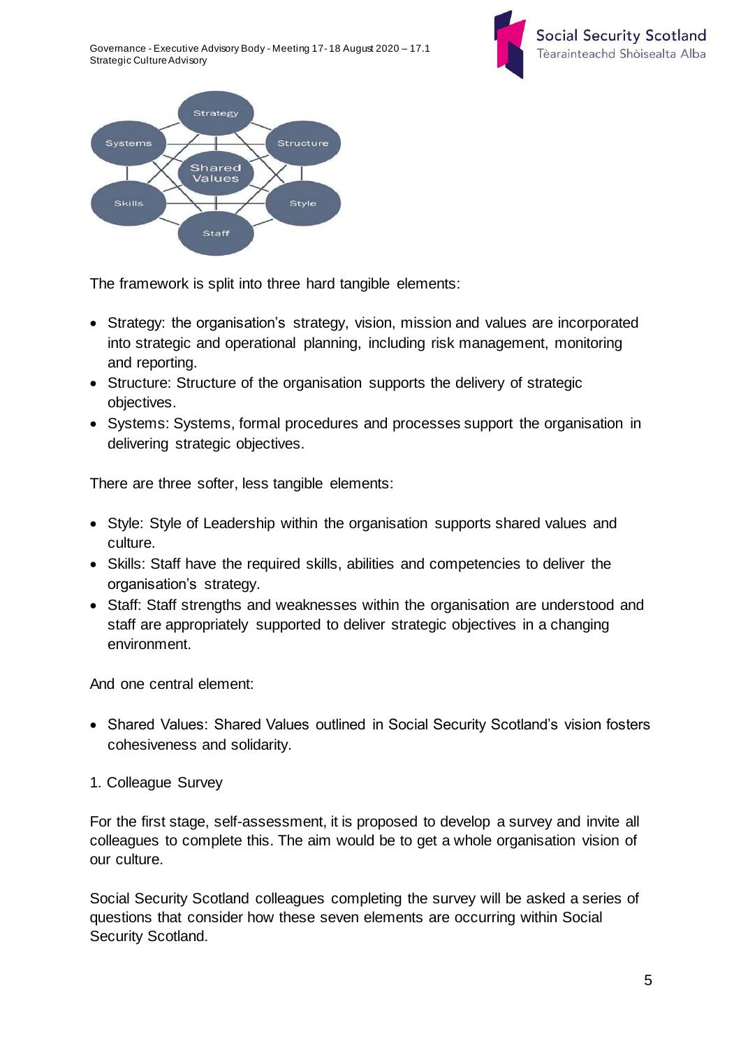The framework is split into three hard tangible elements:

- Strategy: the organisation's strategy, vision, mission and values are incorporated into strategic and operational planning, including risk management, monitoring and reporting.
- Structure: Structure of the organisation supports the delivery of strategic objectives.
- Systems: Systems, formal procedures and processes support the organisation in delivering strategic objectives.

There are three softer, less tangible elements:

- Style: Style of Leadership within the organisation supports shared values and culture.
- Skills: Staff have the required skills, abilities and competencies to deliver the organisation's strategy.
- Staff: Staff strengths and weaknesses within the organisation are understood and staff are appropriately supported to deliver strategic objectives in a changing environment.

And one central element:

- Shared Values: Shared Values outlined in Social Security Scotland's vision fosters cohesiveness and solidarity.

1. Colleague Survey

For the first stage, self-assessment, it is proposed to develop a survey and invite all colleagues to complete this. The aim would be to get a whole organisation vision of our culture.

Social Security Scotland colleagues completing the survey will be asked a series of questions that consider how these seven elements are occurring within Social Security Scotland.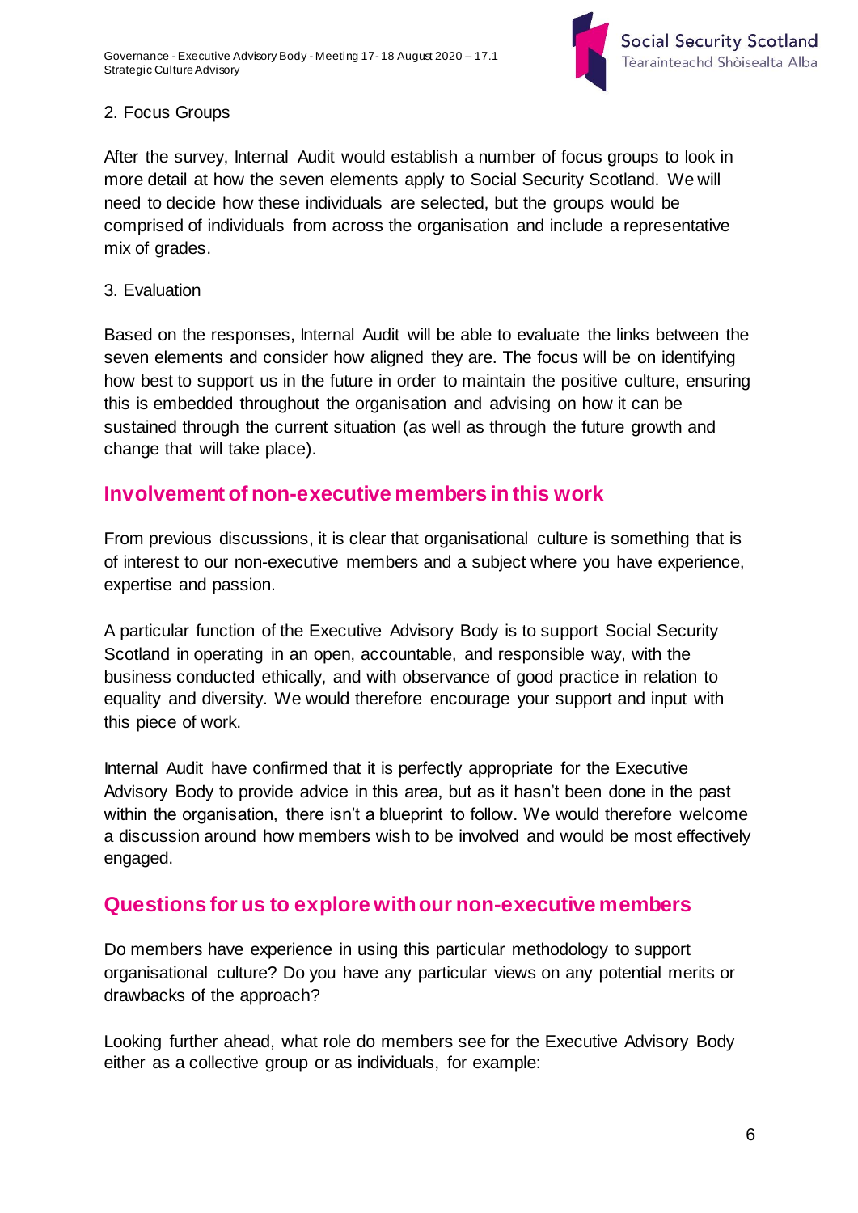2. Focus Groups

After the survey, Internal Audit would establish a number of focus groups to look in more detail at how the seven elements apply to Social Security Scotland. We will need to decide how these individuals are selected, but the groups would be comprised of individuals from across the organisation and include a representative mix of grades.

3. Evaluation

Based on the responses, Internal Audit will be able to evaluate the links between the seven elements and consider how aligned they are. The focus will be on identifying how best to support us in the future in order to maintain the positive culture, ensuring this is embedded throughout the organisation and advising on how it can be sustained through the current situation (as well as through the future growth and change that will take place).

## Involvement of non-executive members in this work

From previous discussions, it is clear that organisational culture is something that is of interest to our non-executive members and a subject where you have experience, expertise and passion.

A particular function of the Executive Advisory Body is to support Social Security Scotland in operating in an open, accountable, and responsible way, with the business conducted ethically, and with observance of good practice in relation to equality and diversity. We would therefore encourage your support and input with this piece of work.

Internal Audit have confirmed that it is perfectly appropriate for the Executive Advisory Body to provide advice in this area, but as it hasn't been done in the past within the organisation, there isn't a blueprint to follow. We would therefore welcome a discussion around how members wish to be involved and would be most effectively engaged.

## Questions for us to explore with our non-executive members

Do members have experience in using this particular methodology to support organisational culture? Do you have any particular views on any potential merits or drawbacks of the approach?

Looking further ahead, what role do members see for the Executive Advisory Body either as a collective group or as individuals, for example: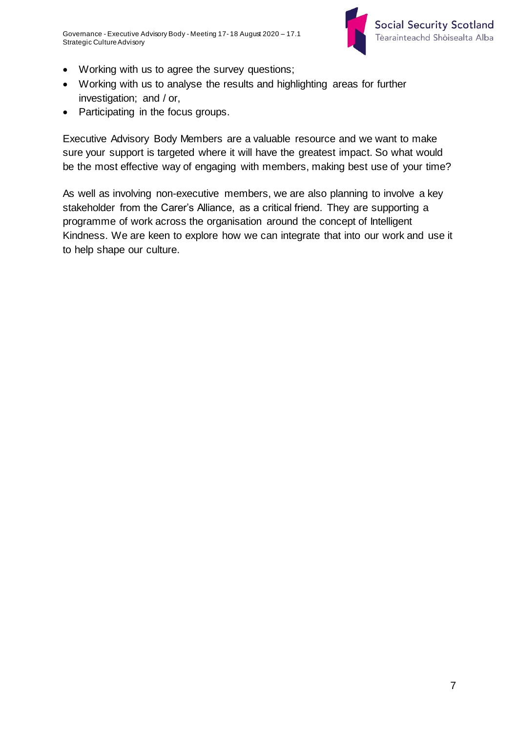- Working with us to agree the survey questions;
- Working with us to analyse the results and highlighting areas for further investigation; and / or,
- Participating in the focus groups.

Executive Advisory Body Members are a valuable resource and we want to make sure your support is targeted where it will have the greatest impact. So what would be the most effective way of engaging with members, making best use of your time?

As well as involving non-executive members, we are also planning to involve a key stakeholder from the Carer's Alliance, as a critical friend. They are supporting a programme of work across the organisation around the concept of Intelligent Kindness. We are keen to explore how we can integrate that into our work and use it to help shape our culture.